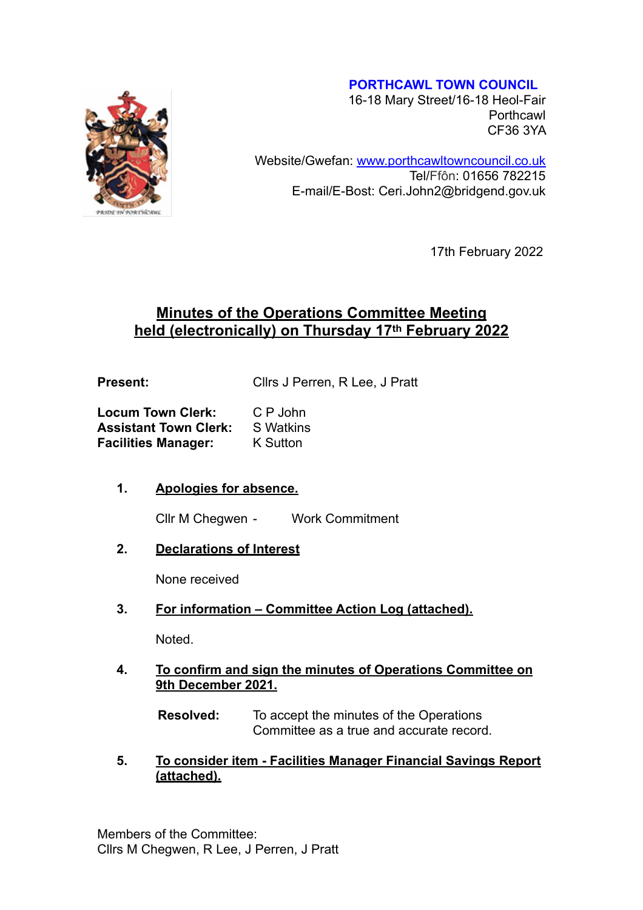**PORTHCAWL TOWN COUNCIL**
16-18 Mary Street/16-18 Heol-Fair
Porthcawl
CF36 3YA

Website/Gwefan: www.porthcawltowncouncil.co.uk
Tel/Ffôn: 01656 782215
E-mail/E-Bost: Ceri.John2@bridgend.gov.uk

17th February 2022

## Minutes of the Operations Committee Meeting held (electronically) on Thursday 17th February 2022

**Present:** Cllrs J Perren, R Lee, J Pratt

**Locum Town Clerk:** C P John
**Assistant Town Clerk:** S Watkins
**Facilities Manager:** K Sutton

1. **Apologies for absence.**

   Cllr M Chegwen - Work Commitment

2. **Declarations of Interest**

   None received

3. **For information – Committee Action Log (attached).**

   Noted.

4. **To confirm and sign the minutes of Operations Committee on 9th December 2021.**

   **Resolved:** To accept the minutes of the Operations Committee as a true and accurate record.

5. **To consider item - Facilities Manager Financial Savings Report (attached).**

Members of the Committee:
Cllrs M Chegwen, R Lee, J Perren, J Pratt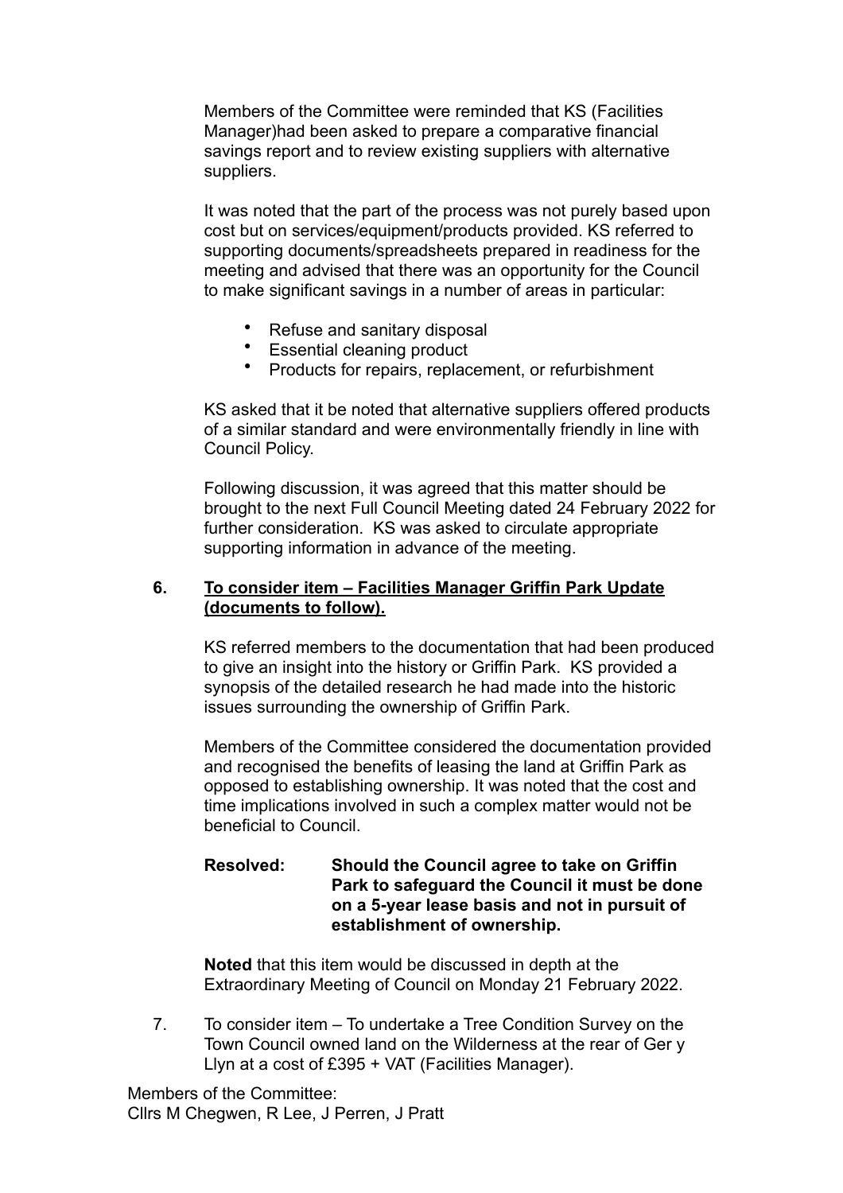Members of the Committee were reminded that KS (Facilities Manager)had been asked to prepare a comparative financial savings report and to review existing suppliers with alternative suppliers.

It was noted that the part of the process was not purely based upon cost but on services/equipment/products provided. KS referred to supporting documents/spreadsheets prepared in readiness for the meeting and advised that there was an opportunity for the Council to make significant savings in a number of areas in particular:

- Refuse and sanitary disposal
- Essential cleaning product
- Products for repairs, replacement, or refurbishment

KS asked that it be noted that alternative suppliers offered products of a similar standard and were environmentally friendly in line with Council Policy.

Following discussion, it was agreed that this matter should be brought to the next Full Council Meeting dated 24 February 2022 for further consideration. KS was asked to circulate appropriate supporting information in advance of the meeting.

**6. To consider item – Facilities Manager Griffin Park Update (documents to follow).**

KS referred members to the documentation that had been produced to give an insight into the history or Griffin Park. KS provided a synopsis of the detailed research he had made into the historic issues surrounding the ownership of Griffin Park.

Members of the Committee considered the documentation provided and recognised the benefits of leasing the land at Griffin Park as opposed to establishing ownership. It was noted that the cost and time implications involved in such a complex matter would not be beneficial to Council.

**Resolved: Should the Council agree to take on Griffin Park to safeguard the Council it must be done on a 5-year lease basis and not in pursuit of establishment of ownership.**

**Noted** that this item would be discussed in depth at the Extraordinary Meeting of Council on Monday 21 February 2022.

7. To consider item – To undertake a Tree Condition Survey on the Town Council owned land on the Wilderness at the rear of Ger y Llyn at a cost of £395 + VAT (Facilities Manager).

Members of the Committee:
Cllrs M Chegwen, R Lee, J Perren, J Pratt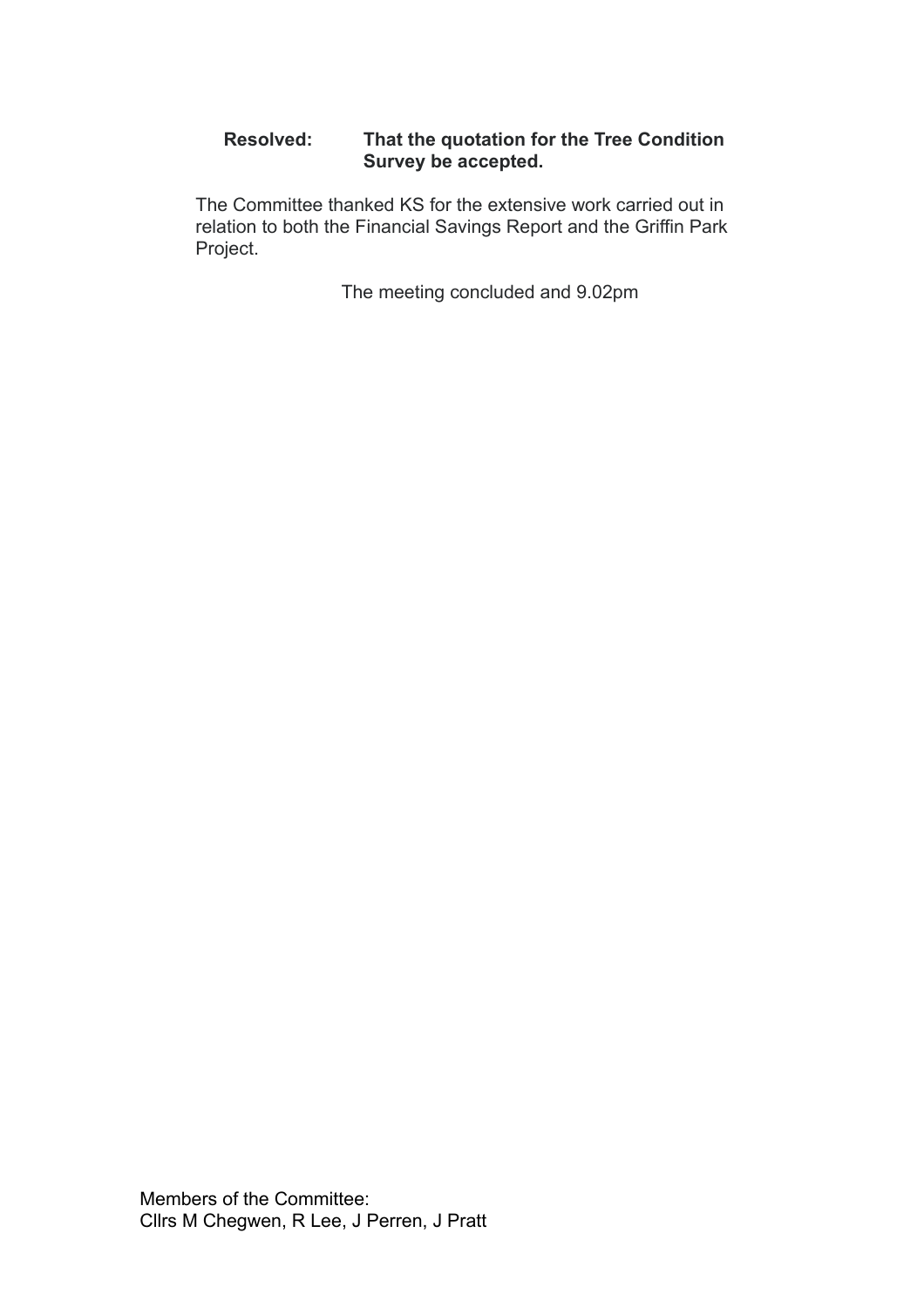**Resolved: That the quotation for the Tree Condition Survey be accepted.**

The Committee thanked KS for the extensive work carried out in relation to both the Financial Savings Report and the Griffin Park Project.

The meeting concluded and 9.02pm

Members of the Committee:
Cllrs M Chegwen, R Lee, J Perren, J Pratt